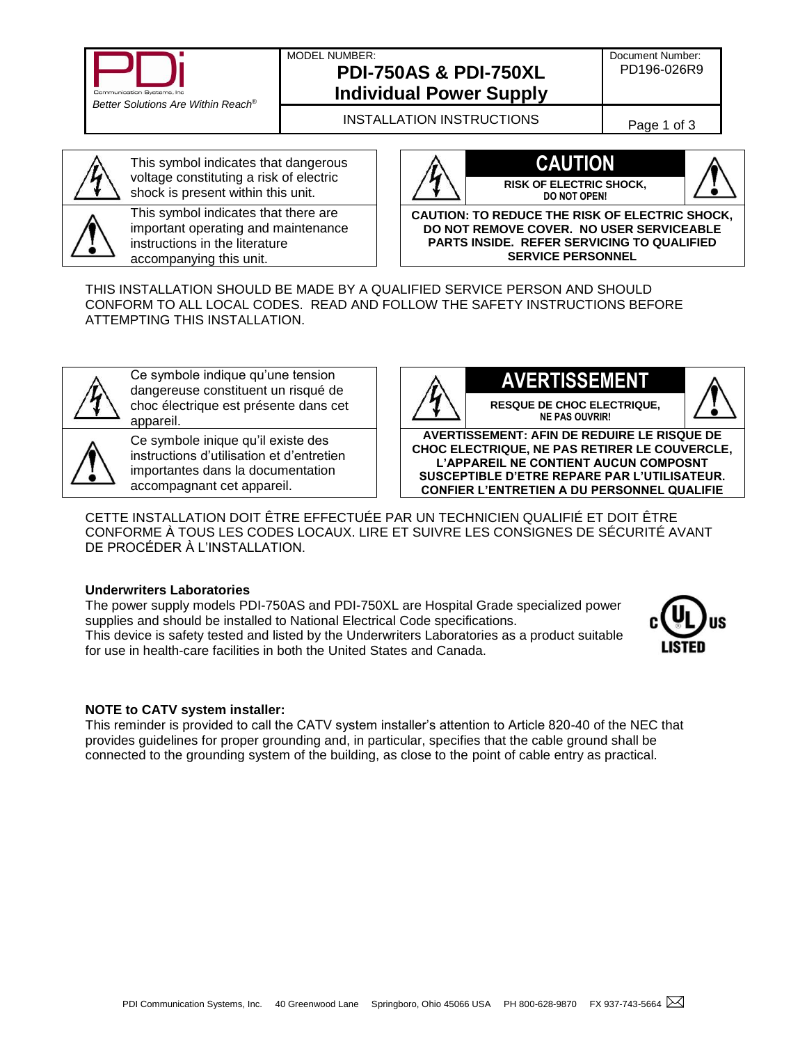PDi

Communication Systems, Inc

*Better Solutions Are Within Reach®*

MODEL NUMBER:

# PDI-750AS & PDI-750XL Individual Power Supply

Document Number: PD196-026R9

INSTALLATION INSTRUCTIONS

This symbol indicates that dangerous voltage constituting a risk of electric shock is present within this unit.

This symbol indicates that there are important operating and maintenance instructions in the literature accompanying this unit.

**CAUTION**

**RISK OF ELECTRIC SHOCK, DO NOT OPEN!**

**CAUTION: TO REDUCE THE RISK OF ELECTRIC SHOCK, DO NOT REMOVE COVER. NO USER SERVICEABLE PARTS INSIDE. REFER SERVICING TO QUALIFIED SERVICE PERSONNEL**

THIS INSTALLATION SHOULD BE MADE BY A QUALIFIED SERVICE PERSON AND SHOULD CONFORM TO ALL LOCAL CODES. READ AND FOLLOW THE SAFETY INSTRUCTIONS BEFORE ATTEMPTING THIS INSTALLATION.

Ce symbole indique qu'une tension dangereuse constituent un risqué de choc électrique est présente dans cet appareil.

Ce symbole inique qu'il existe des instructions d'utilisation et d'entretien importantes dans la documentation accompagnant cet appareil.

**AVERTISSEMENT**

**RESQUE DE CHOC ELECTRIQUE, NE PAS OUVRIR!**

**AVERTISSEMENT: AFIN DE REDUIRE LE RISQUE DE CHOC ELECTRIQUE, NE PAS RETIRER LE COUVERCLE, L'APPAREIL NE CONTIENT AUCUN COMPOSNT SUSCEPTIBLE D'ETRE REPARE PAR L'UTILISATEUR. CONFIER L'ENTRETIEN A DU PERSONNEL QUALIFIE**

CETTE INSTALLATION DOIT ÊTRE EFFECTUÉE PAR UN TECHNICIEN QUALIFIÉ ET DOIT ÊTRE CONFORME À TOUS LES CODES LOCAUX. LIRE ET SUIVRE LES CONSIGNES DE SÉCURITÉ AVANT DE PROCÉDER À L'INSTALLATION.

**Underwriters Laboratories**

The power supply models PDI-750AS and PDI-750XL are Hospital Grade specialized power supplies and should be installed to National Electrical Code specifications.
This device is safety tested and listed by the Underwriters Laboratories as a product suitable for use in health-care facilities in both the United States and Canada.

c UL US LISTED

**NOTE to CATV system installer:**

This reminder is provided to call the CATV system installer's attention to Article 820-40 of the NEC that provides guidelines for proper grounding and, in particular, specifies that the cable ground shall be connected to the grounding system of the building, as close to the point of cable entry as practical.

PDI Communication Systems, Inc. 40 Greenwood Lane Springboro, Ohio 45066 USA PH 800-628-9870 FX 937-743-5664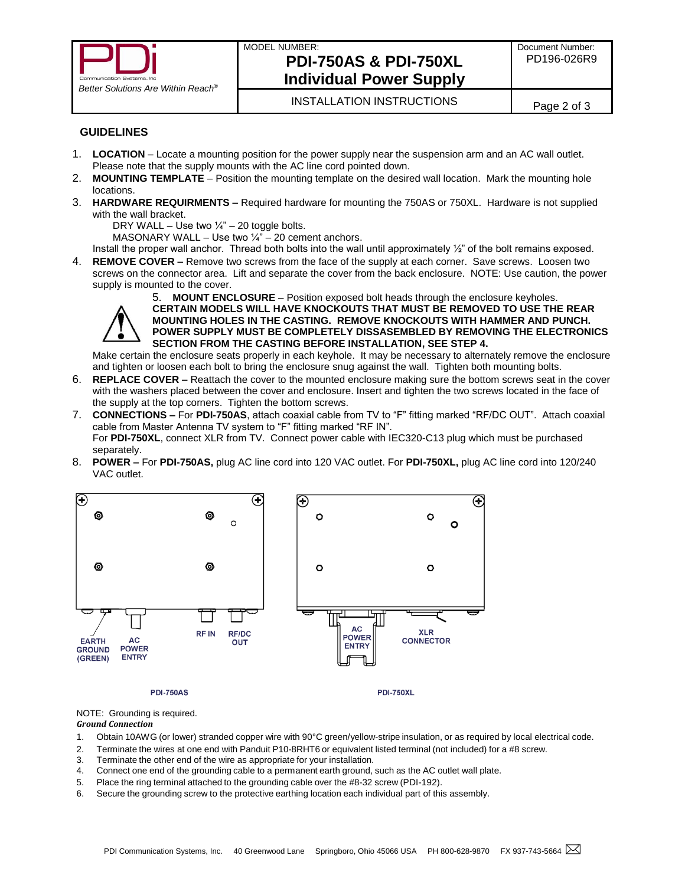## GUIDELINES

1. **LOCATION** – Locate a mounting position for the power supply near the suspension arm and an AC wall outlet. Please note that the supply mounts with the AC line cord pointed down.
2. **MOUNTING TEMPLATE** – Position the mounting template on the desired wall location. Mark the mounting hole locations.
3. **HARDWARE REQUIRMENTS –** Required hardware for mounting the 750AS or 750XL. Hardware is not supplied with the wall bracket.
   DRY WALL – Use two ¼" – 20 toggle bolts.
   MASONARY WALL – Use two ¼" – 20 cement anchors.
   Install the proper wall anchor. Thread both bolts into the wall until approximately ½" of the bolt remains exposed.
4. **REMOVE COVER –** Remove two screws from the face of the supply at each corner. Save screws. Loosen two screws on the connector area. Lift and separate the cover from the back enclosure. NOTE: Use caution, the power supply is mounted to the cover.
5. **MOUNT ENCLOSURE** – Position exposed bolt heads through the enclosure keyholes. **CERTAIN MODELS WILL HAVE KNOCKOUTS THAT MUST BE REMOVED TO USE THE REAR MOUNTING HOLES IN THE CASTING. REMOVE KNOCKOUTS WITH HAMMER AND PUNCH. POWER SUPPLY MUST BE COMPLETELY DISSASEMBLED BY REMOVING THE ELECTRONICS SECTION FROM THE CASTING BEFORE INSTALLATION, SEE STEP 4.**
   Make certain the enclosure seats properly in each keyhole. It may be necessary to alternately remove the enclosure and tighten or loosen each bolt to bring the enclosure snug against the wall. Tighten both mounting bolts.
6. **REPLACE COVER –** Reattach the cover to the mounted enclosure making sure the bottom screws seat in the cover with the washers placed between the cover and enclosure. Insert and tighten the two screws located in the face of the supply at the top corners. Tighten the bottom screws.
7. **CONNECTIONS –** For **PDI-750AS**, attach coaxial cable from TV to "F" fitting marked "RF/DC OUT". Attach coaxial cable from Master Antenna TV system to "F" fitting marked "RF IN".
   For **PDI-750XL**, connect XLR from TV. Connect power cable with IEC320-C13 plug which must be purchased separately.
8. **POWER –** For **PDI-750AS,** plug AC line cord into 120 VAC outlet. For **PDI-750XL,** plug AC line cord into 120/240 VAC outlet.

EARTH GROUND (GREEN) | AC POWER ENTRY | RF IN | RF/DC OUT

**PDI-750AS**

AC POWER ENTRY | XLR CONNECTOR

**PDI-750XL**

NOTE: Grounding is required.

***Ground Connection***

1. Obtain 10AWG (or lower) stranded copper wire with 90°C green/yellow-stripe insulation, or as required by local electrical code.
2. Terminate the wires at one end with Panduit P10-8RHT6 or equivalent listed terminal (not included) for a #8 screw.
3. Terminate the other end of the wire as appropriate for your installation.
4. Connect one end of the grounding cable to a permanent earth ground, such as the AC outlet wall plate.
5. Place the ring terminal attached to the grounding cable over the #8-32 screw (PDI-192).
6. Secure the grounding screw to the protective earthing location each individual part of this assembly.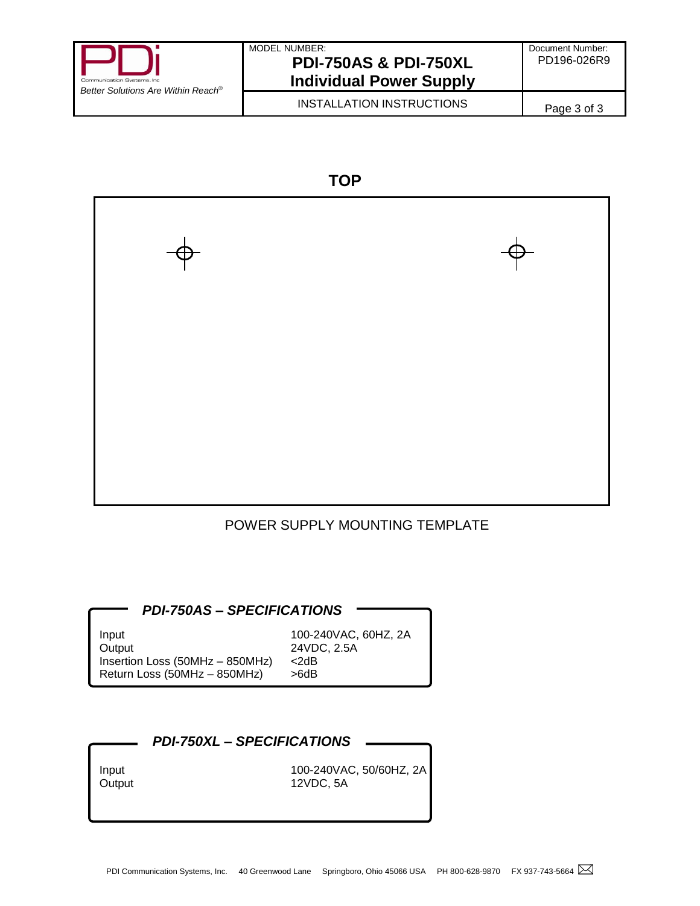TOP

POWER SUPPLY MOUNTING TEMPLATE

### *PDI-750AS – SPECIFICATIONS*

| | |
|---|---|
| Input | 100-240VAC, 60HZ, 2A |
| Output | 24VDC, 2.5A |
| Insertion Loss (50MHz – 850MHz) | <2dB |
| Return Loss (50MHz – 850MHz) | >6dB |

### *PDI-750XL – SPECIFICATIONS*

| | |
|---|---|
| Input | 100-240VAC, 50/60HZ, 2A |
| Output | 12VDC, 5A |

PDI Communication Systems, Inc. 40 Greenwood Lane Springboro, Ohio 45066 USA PH 800-628-9870 FX 937-743-5664